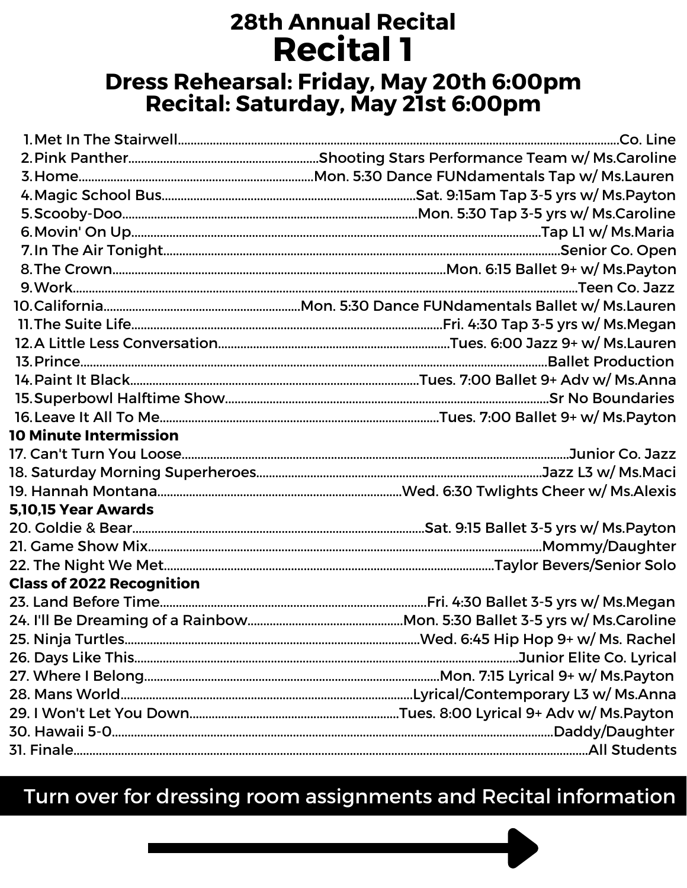# 28th Annual Recital

# Recital 1

## Dress Rehearsal: Friday, May 20th 6:00pm
## Recital: Saturday, May 21st 6:00pm

1. Met In The Stairwell....Co. Line
2. Pink Panther....Shooting Stars Performance Team w/ Ms.Caroline
3. Home....Mon. 5:30 Dance FUNdamentals Tap w/ Ms.Lauren
4. Magic School Bus....Sat. 9:15am Tap 3-5 yrs w/ Ms.Payton
5. Scooby-Doo....Mon. 5:30 Tap 3-5 yrs w/ Ms.Caroline
6. Movin' On Up....Tap L1 w/ Ms.Maria
7. In The Air Tonight....Senior Co. Open
8. The Crown....Mon. 6:15 Ballet 9+ w/ Ms.Payton
9. Work....Teen Co. Jazz
10. California....Mon. 5:30 Dance FUNdamentals Ballet w/ Ms.Lauren
11. The Suite Life....Fri. 4:30 Tap 3-5 yrs w/ Ms.Megan
12. A Little Less Conversation....Tues. 6:00 Jazz 9+ w/ Ms.Lauren
13. Prince....Ballet Production
14. Paint It Black....Tues. 7:00 Ballet 9+ Adv w/ Ms.Anna
15. Superbowl Halftime Show....Sr No Boundaries
16. Leave It All To Me....Tues. 7:00 Ballet 9+ w/ Ms.Payton

**10 Minute Intermission**

17. Can't Turn You Loose....Junior Co. Jazz
18. Saturday Morning Superheroes....Jazz L3 w/ Ms.Maci
19. Hannah Montana....Wed. 6:30 Twlights Cheer w/ Ms.Alexis

**5,10,15 Year Awards**

20. Goldie & Bear....Sat. 9:15 Ballet 3-5 yrs w/ Ms.Payton
21. Game Show Mix....Mommy/Daughter
22. The Night We Met....Taylor Bevers/Senior Solo

**Class of 2022 Recognition**

23. Land Before Time....Fri. 4:30 Ballet 3-5 yrs w/ Ms.Megan
24. I'll Be Dreaming of a Rainbow....Mon. 5:30 Ballet 3-5 yrs w/ Ms.Caroline
25. Ninja Turtles....Wed. 6:45 Hip Hop 9+ w/ Ms. Rachel
26. Days Like This....Junior Elite Co. Lyrical
27. Where I Belong....Mon. 7:15 Lyrical 9+ w/ Ms.Payton
28. Mans World....Lyrical/Contemporary L3 w/ Ms.Anna
29. I Won't Let You Down....Tues. 8:00 Lyrical 9+ Adv w/ Ms.Payton
30. Hawaii 5-0....Daddy/Daughter
31. Finale....All Students

**Turn over for dressing room assignments and Recital information**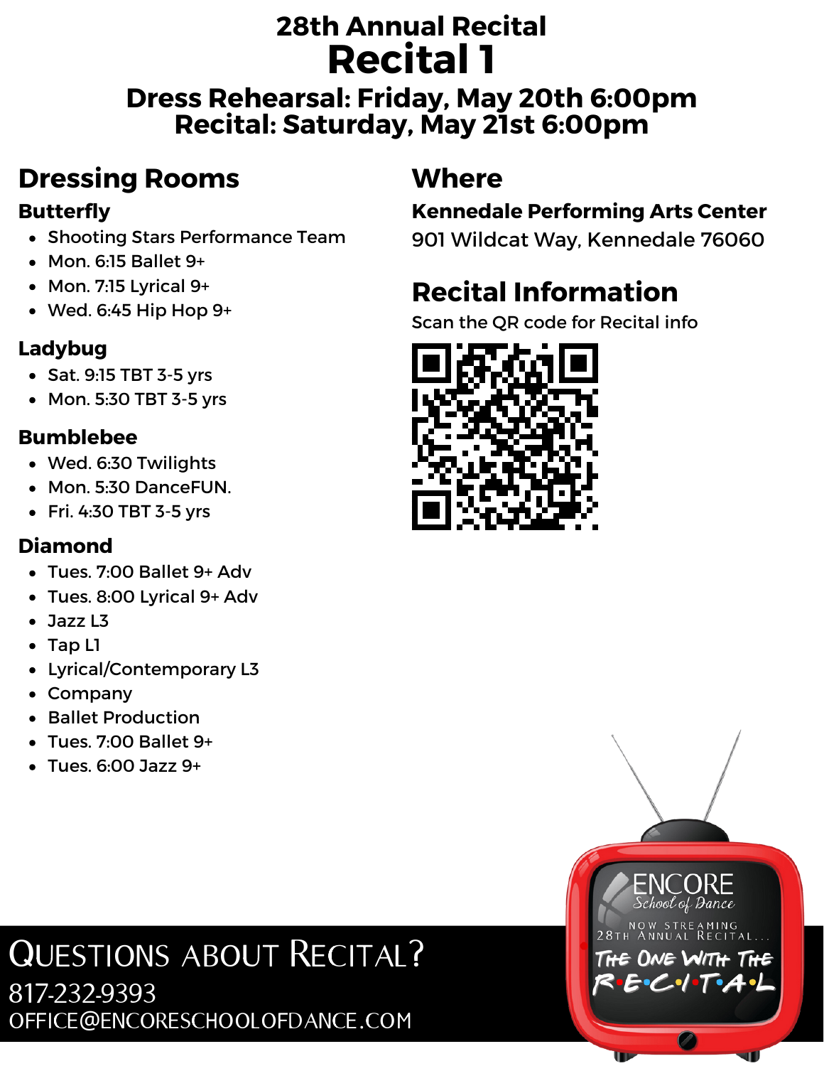# 28th Annual Recital

# Recital 1

## Dress Rehearsal: Friday, May 20th 6:00pm
## Recital: Saturday, May 21st 6:00pm

## Dressing Rooms

### Butterfly

- Shooting Stars Performance Team
- Mon. 6:15 Ballet 9+
- Mon. 7:15 Lyrical 9+
- Wed. 6:45 Hip Hop 9+

### Ladybug

- Sat. 9:15 TBT 3-5 yrs
- Mon. 5:30 TBT 3-5 yrs

### Bumblebee

- Wed. 6:30 Twilights
- Mon. 5:30 DanceFUN.
- Fri. 4:30 TBT 3-5 yrs

### Diamond

- Tues. 7:00 Ballet 9+ Adv
- Tues. 8:00 Lyrical 9+ Adv
- Jazz L3
- Tap L1
- Lyrical/Contemporary L3
- Company
- Ballet Production
- Tues. 7:00 Ballet 9+
- Tues. 6:00 Jazz 9+

## Where

**Kennedale Performing Arts Center**

901 Wildcat Way, Kennedale 76060

## Recital Information

Scan the QR code for Recital info

ENCORE School of Dance

NOW STREAMING 28TH ANNUAL RECITAL...

THE ONE WITH THE RECITAL

## Questions about Recital?

817-232-9393

OFFICE@ENCORESCHOOLOFDANCE.COM